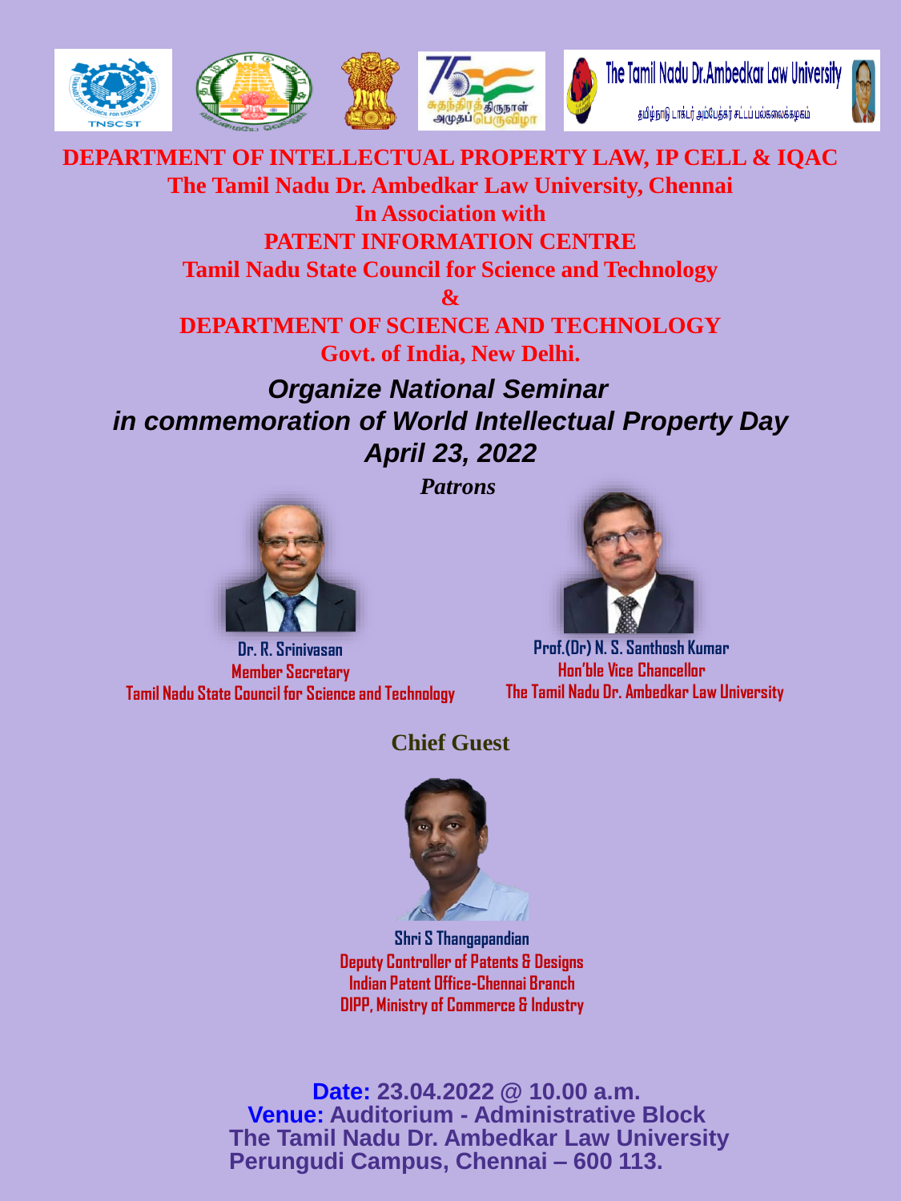The Tamil Nadu Dr.Ambedkar Law University

தமிழ்நாடு டாக்டர் அம்பேத்கர் சட்டப் பல்கலைக்கழகம்

# DEPARTMENT OF INTELLECTUAL PROPERTY LAW, IP CELL & IQAC

**The Tamil Nadu Dr. Ambedkar Law University, Chennai**

**In Association with**

**PATENT INFORMATION CENTRE**

**Tamil Nadu State Council for Science and Technology**

**&**

**DEPARTMENT OF SCIENCE AND TECHNOLOGY**

**Govt. of India, New Delhi.**

## *Organize National Seminar in commemoration of World Intellectual Property Day April 23, 2022*

***Patrons***

**Dr. R. Srinivasan**
Member Secretary
Tamil Nadu State Council for Science and Technology

**Prof.(Dr) N. S. Santhosh Kumar**
Hon'ble Vice Chancellor
The Tamil Nadu Dr. Ambedkar Law University

**Chief Guest**

**Shri S Thangapandian**
Deputy Controller of Patents & Designs
Indian Patent Office-Chennai Branch
DIPP, Ministry of Commerce & Industry

**Date:** 23.04.2022 @ 10.00 a.m.
**Venue:** Auditorium - Administrative Block
The Tamil Nadu Dr. Ambedkar Law University
Perungudi Campus, Chennai – 600 113.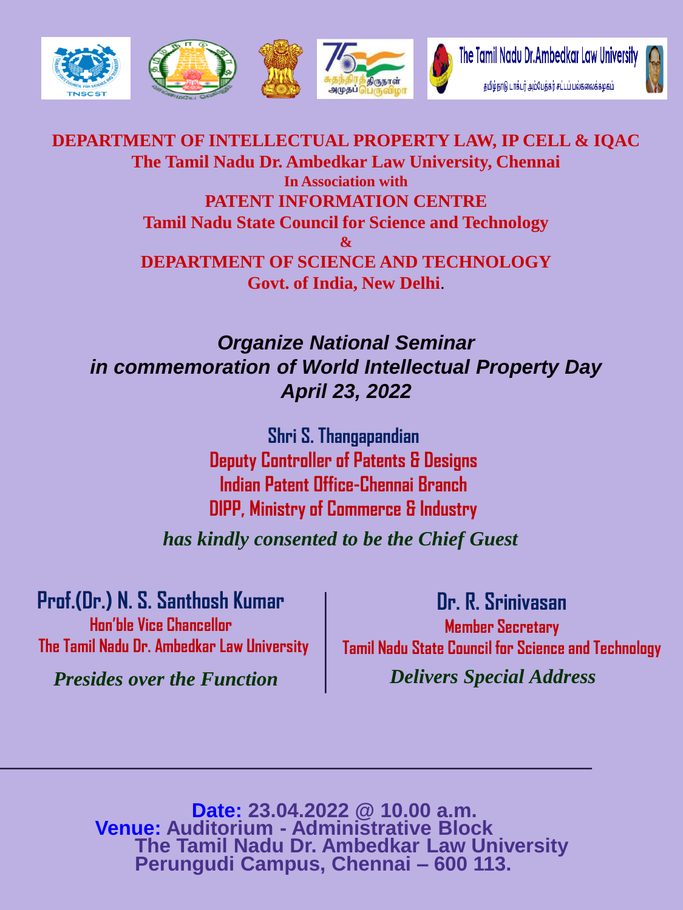**DEPARTMENT OF INTELLECTUAL PROPERTY LAW, IP CELL & IQAC**
**The Tamil Nadu Dr. Ambedkar Law University, Chennai**
**In Association with**
**PATENT INFORMATION CENTRE**
**Tamil Nadu State Council for Science and Technology**
**&**
**DEPARTMENT OF SCIENCE AND TECHNOLOGY**
**Govt. of India, New Delhi**.

***Organize National Seminar***
***in commemoration of World Intellectual Property Day***
***April 23, 2022***

**Shri S. Thangapandian**
**Deputy Controller of Patents & Designs**
**Indian Patent Office-Chennai Branch**
**DIPP, Ministry of Commerce & Industry**

***has kindly consented to be the Chief Guest***

**Prof.(Dr.) N. S. Santhosh Kumar**
**Hon'ble Vice Chancellor**
**The Tamil Nadu Dr. Ambedkar Law University**

***Presides over the Function***

**Dr. R. Srinivasan**
**Member Secretary**
**Tamil Nadu State Council for Science and Technology**

***Delivers Special Address***

---

**Date:** **23.04.2022 @ 10.00 a.m.**
**Venue:** **Auditorium - Administrative Block**
**The Tamil Nadu Dr. Ambedkar Law University**
**Perungudi Campus, Chennai – 600 113.**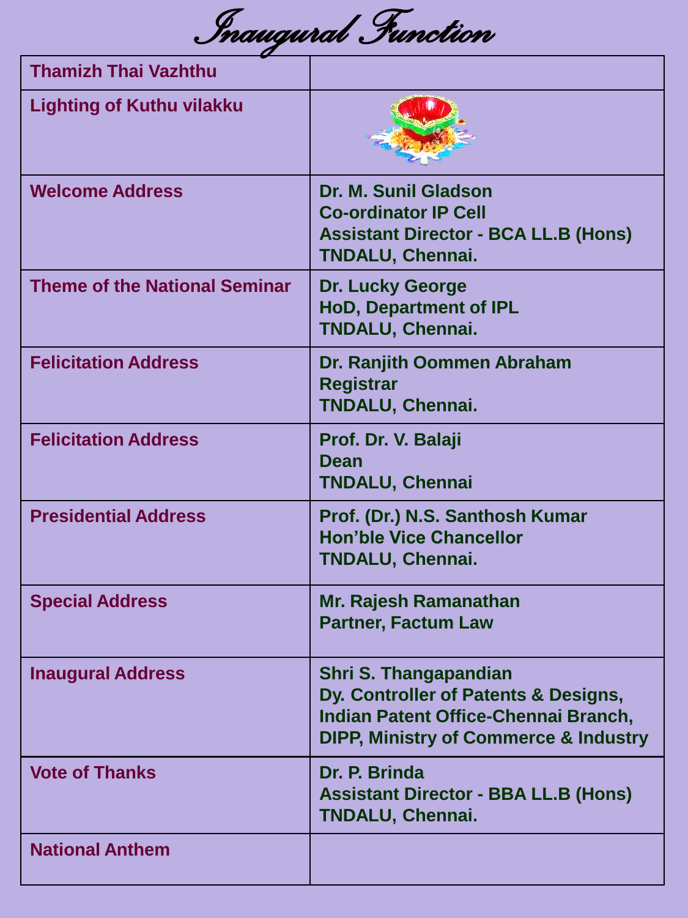# Inaugural Function

| | |
|---|---|
| **Thamizh Thai Vazhthu** | |
| **Lighting of Kuthu vilakku** | |
| **Welcome Address** | **Dr. M. Sunil Gladson**<br>**Co-ordinator IP Cell**<br>**Assistant Director - BCA LL.B (Hons)**<br>**TNDALU, Chennai.** |
| **Theme of the National Seminar** | **Dr. Lucky George**<br>**HoD, Department of IPL**<br>**TNDALU, Chennai.** |
| **Felicitation Address** | **Dr. Ranjith Oommen Abraham**<br>**Registrar**<br>**TNDALU, Chennai.** |
| **Felicitation Address** | **Prof. Dr. V. Balaji**<br>**Dean**<br>**TNDALU, Chennai** |
| **Presidential Address** | **Prof. (Dr.) N.S. Santhosh Kumar**<br>**Hon'ble Vice Chancellor**<br>**TNDALU, Chennai.** |
| **Special Address** | **Mr. Rajesh Ramanathan**<br>**Partner, Factum Law** |
| **Inaugural Address** | **Shri S. Thangapandian**<br>**Dy. Controller of Patents & Designs,**<br>**Indian Patent Office-Chennai Branch,**<br>**DIPP, Ministry of Commerce & Industry** |
| **Vote of Thanks** | **Dr. P. Brinda**<br>**Assistant Director - BBA LL.B (Hons)**<br>**TNDALU, Chennai.** |
| **National Anthem** | |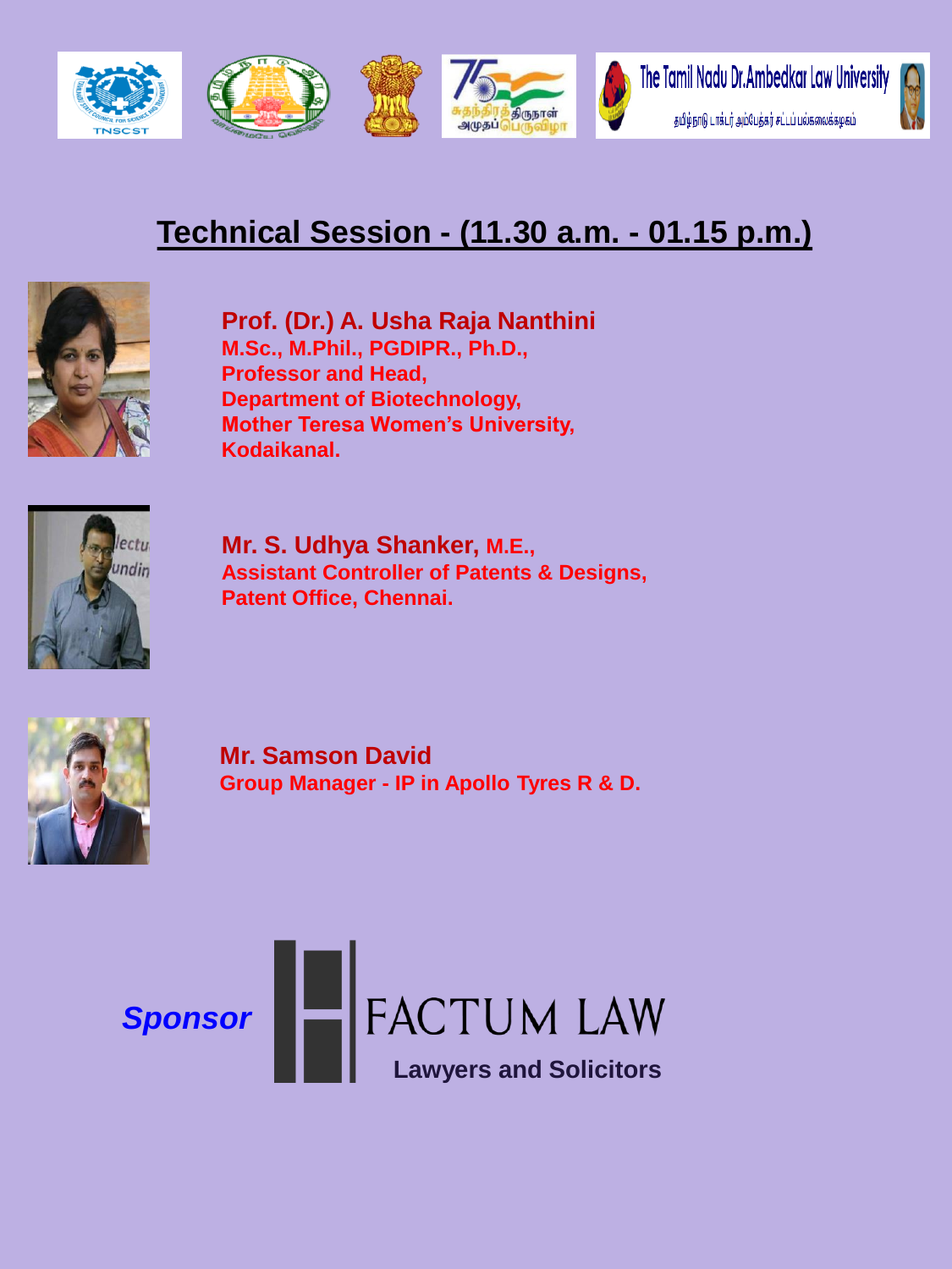The Tamil Nadu Dr.Ambedkar Law University

தமிழ்நாடு டாக்டர் அம்பேத்கர் சட்டப் பல்கலைக்கழகம்

## Technical Session - (11.30 a.m. - 01.15 p.m.)

**Prof. (Dr.) A. Usha Raja Nanthini**
**M.Sc., M.Phil., PGDIPR., Ph.D.,**
**Professor and Head,**
**Department of Biotechnology,**
**Mother Teresa Women's University,**
**Kodaikanal.**

**Mr. S. Udhya Shanker, M.E.,**
**Assistant Controller of Patents & Designs,**
**Patent Office, Chennai.**

**Mr. Samson David**
**Group Manager - IP in Apollo Tyres R & D.**

***Sponsor*** FACTUM LAW

**Lawyers and Solicitors**